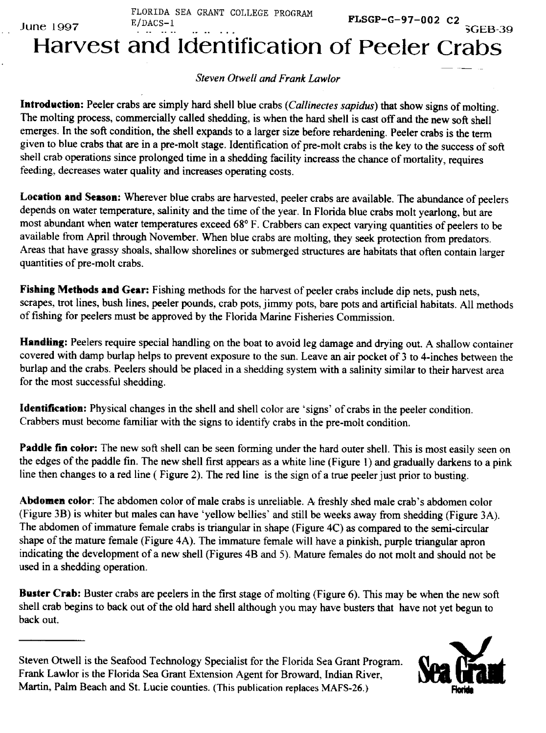FLORIDA SEA GRANT COLLEGE PROGRAM
E/DACS-1

June 1997

FLSGP-G-97-002 C2

SGEB-39

# Harvest and Identification of Peeler Crabs

*Steven Otwell and Frank Lawlor*

**Introduction:** Peeler crabs are simply hard shell blue crabs (*Callinectes sapidus*) that show signs of molting. The molting process, commercially called shedding, is when the hard shell is cast off and the new soft shell emerges. In the soft condition, the shell expands to a larger size before rehardening. Peeler crabs is the term given to blue crabs that are in a pre-molt stage. Identification of pre-molt crabs is the key to the success of soft shell crab operations since prolonged time in a shedding facility increass the chance of mortality, requires feeding, decreases water quality and increases operating costs.

**Location and Season:** Wherever blue crabs are harvested, peeler crabs are available. The abundance of peelers depends on water temperature, salinity and the time of the year. In Florida blue crabs molt yearlong, but are most abundant when water temperatures exceed 68° F. Crabbers can expect varying quantities of peelers to be available from April through November. When blue crabs are molting, they seek protection from predators. Areas that have grassy shoals, shallow shorelines or submerged structures are habitats that often contain larger quantities of pre-molt crabs.

**Fishing Methods and Gear:** Fishing methods for the harvest of peeler crabs include dip nets, push nets, scrapes, trot lines, bush lines, peeler pounds, crab pots, jimmy pots, bare pots and artificial habitats. All methods of fishing for peelers must be approved by the Florida Marine Fisheries Commission.

**Handling:** Peelers require special handling on the boat to avoid leg damage and drying out. A shallow container covered with damp burlap helps to prevent exposure to the sun. Leave an air pocket of 3 to 4-inches between the burlap and the crabs. Peelers should be placed in a shedding system with a salinity similar to their harvest area for the most successful shedding.

**Identification:** Physical changes in the shell and shell color are 'signs' of crabs in the peeler condition. Crabbers must become familiar with the signs to identify crabs in the pre-molt condition.

**Paddle fin color:** The new soft shell can be seen forming under the hard outer shell. This is most easily seen on the edges of the paddle fin. The new shell first appears as a white line (Figure 1) and gradually darkens to a pink line then changes to a red line ( Figure 2). The red line is the sign of a true peeler just prior to busting.

**Abdomen color**: The abdomen color of male crabs is unreliable. A freshly shed male crab's abdomen color (Figure 3B) is whiter but males can have 'yellow bellies' and still be weeks away from shedding (Figure 3A). The abdomen of immature female crabs is triangular in shape (Figure 4C) as compared to the semi-circular shape of the mature female (Figure 4A). The immature female will have a pinkish, purple triangular apron indicating the development of a new shell (Figures 4B and 5). Mature females do not molt and should not be used in a shedding operation.

**Buster Crab:** Buster crabs are peelers in the first stage of molting (Figure 6). This may be when the new soft shell crab begins to back out of the old hard shell although you may have busters that have not yet begun to back out.

---

Steven Otwell is the Seafood Technology Specialist for the Florida Sea Grant Program. Frank Lawlor is the Florida Sea Grant Extension Agent for Broward, Indian River, Martin, Palm Beach and St. Lucie counties. (This publication replaces MAFS-26.)

Sea Grant Florida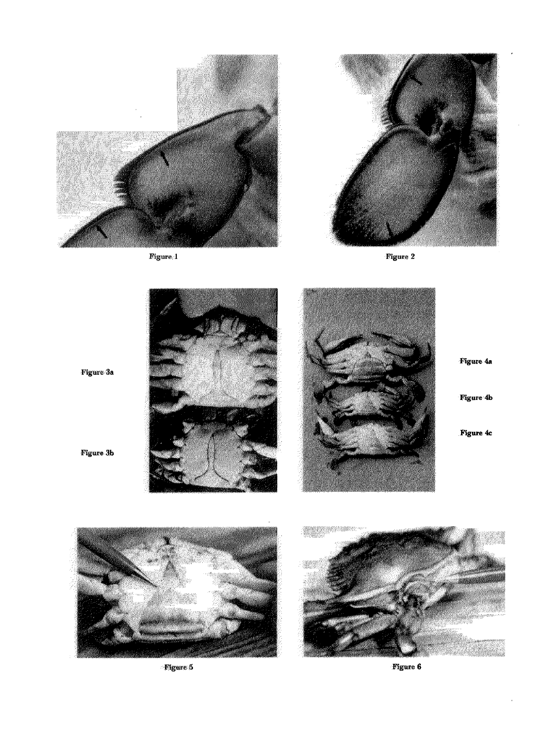Figure 1

Figure 2

Figure 3a

Figure 3b

Figure 4a

Figure 4b

Figure 4c

Figure 5

Figure 6